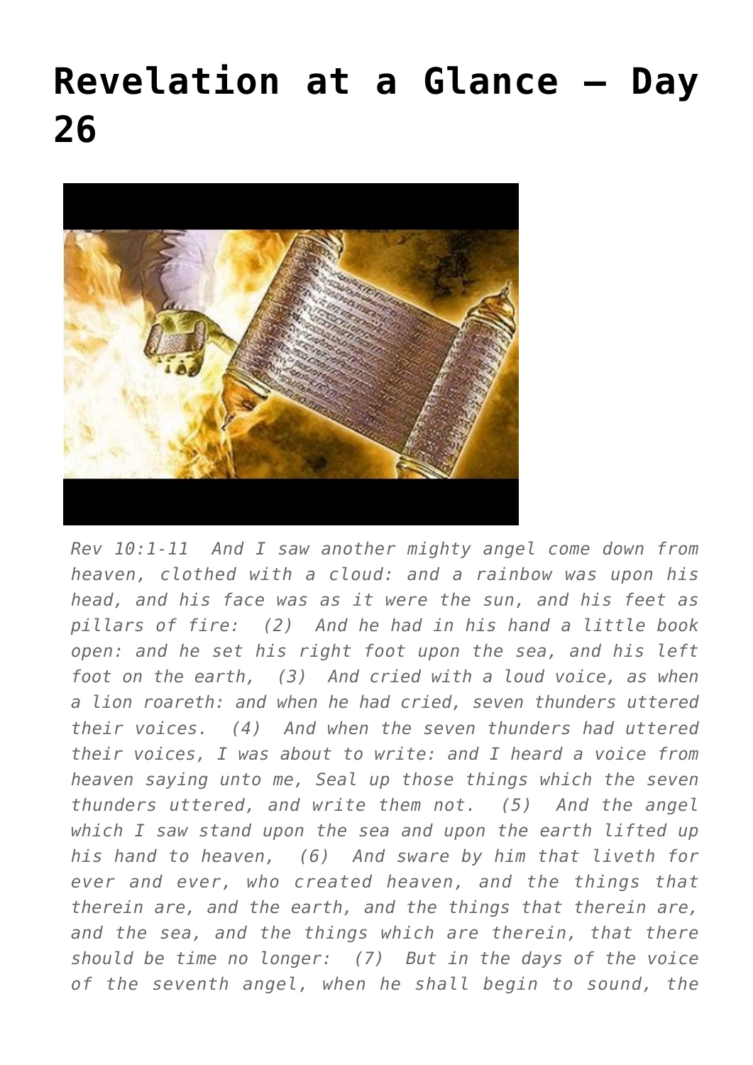# Revelation at a Glance – Day 26

*Rev 10:1-11 And I saw another mighty angel come down from heaven, clothed with a cloud: and a rainbow was upon his head, and his face was as it were the sun, and his feet as pillars of fire: (2) And he had in his hand a little book open: and he set his right foot upon the sea, and his left foot on the earth, (3) And cried with a loud voice, as when a lion roareth: and when he had cried, seven thunders uttered their voices. (4) And when the seven thunders had uttered their voices, I was about to write: and I heard a voice from heaven saying unto me, Seal up those things which the seven thunders uttered, and write them not. (5) And the angel which I saw stand upon the sea and upon the earth lifted up his hand to heaven, (6) And sware by him that liveth for ever and ever, who created heaven, and the things that therein are, and the earth, and the things that therein are, and the sea, and the things which are therein, that there should be time no longer: (7) But in the days of the voice of the seventh angel, when he shall begin to sound, the*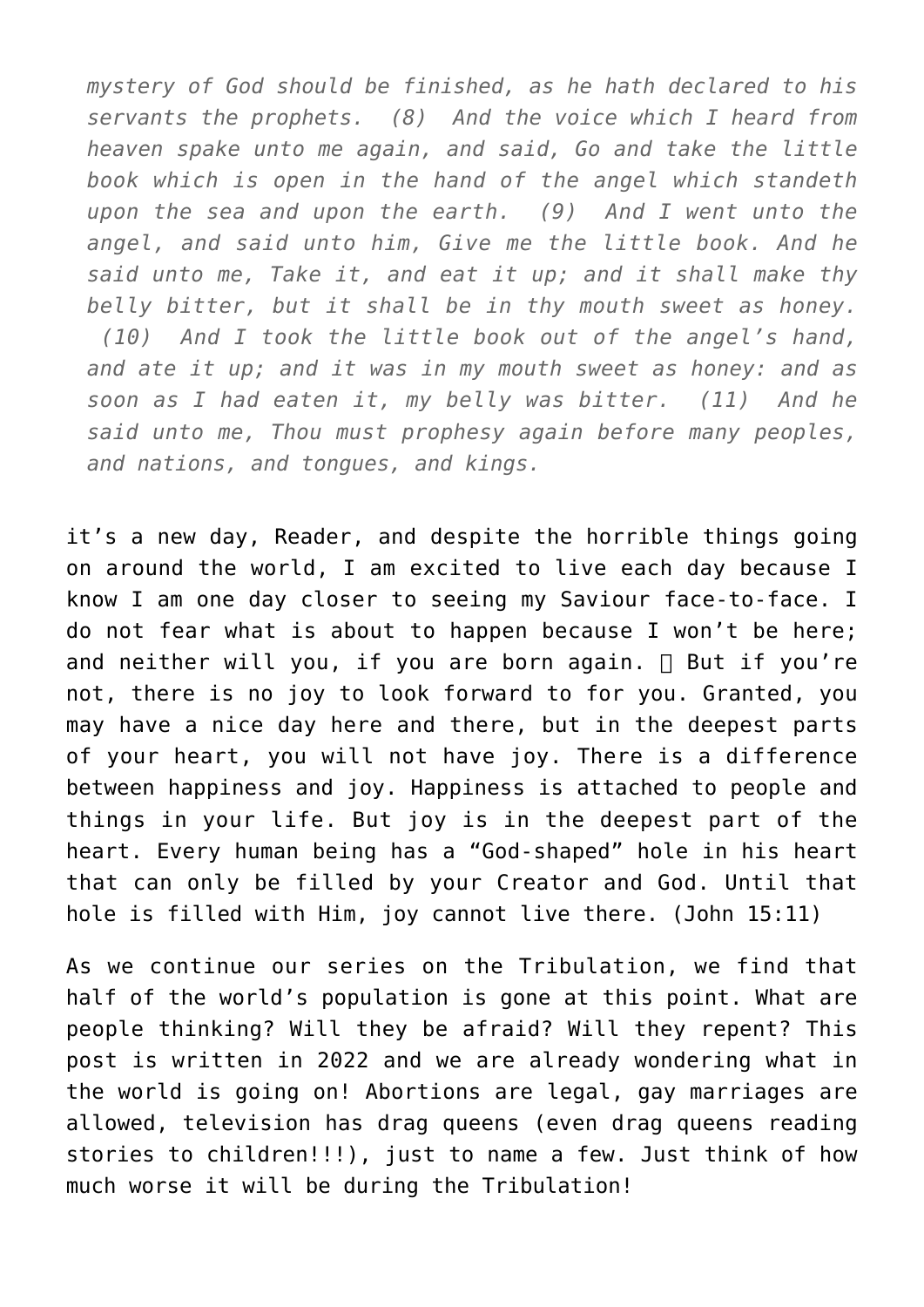*mystery of God should be finished, as he hath declared to his servants the prophets. (8) And the voice which I heard from heaven spake unto me again, and said, Go and take the little book which is open in the hand of the angel which standeth upon the sea and upon the earth. (9) And I went unto the angel, and said unto him, Give me the little book. And he said unto me, Take it, and eat it up; and it shall make thy belly bitter, but it shall be in thy mouth sweet as honey. (10) And I took the little book out of the angel's hand, and ate it up; and it was in my mouth sweet as honey: and as soon as I had eaten it, my belly was bitter. (11) And he said unto me, Thou must prophesy again before many peoples, and nations, and tongues, and kings.*

it's a new day, Reader, and despite the horrible things going on around the world, I am excited to live each day because I know I am one day closer to seeing my Saviour face-to-face. I do not fear what is about to happen because I won't be here; and neither will you, if you are born again.  But if you're not, there is no joy to look forward to for you. Granted, you may have a nice day here and there, but in the deepest parts of your heart, you will not have joy. There is a difference between happiness and joy. Happiness is attached to people and things in your life. But joy is in the deepest part of the heart. Every human being has a "God-shaped" hole in his heart that can only be filled by your Creator and God. Until that hole is filled with Him, joy cannot live there. (John 15:11)

As we continue our series on the Tribulation, we find that half of the world's population is gone at this point. What are people thinking? Will they be afraid? Will they repent? This post is written in 2022 and we are already wondering what in the world is going on! Abortions are legal, gay marriages are allowed, television has drag queens (even drag queens reading stories to children!!!), just to name a few. Just think of how much worse it will be during the Tribulation!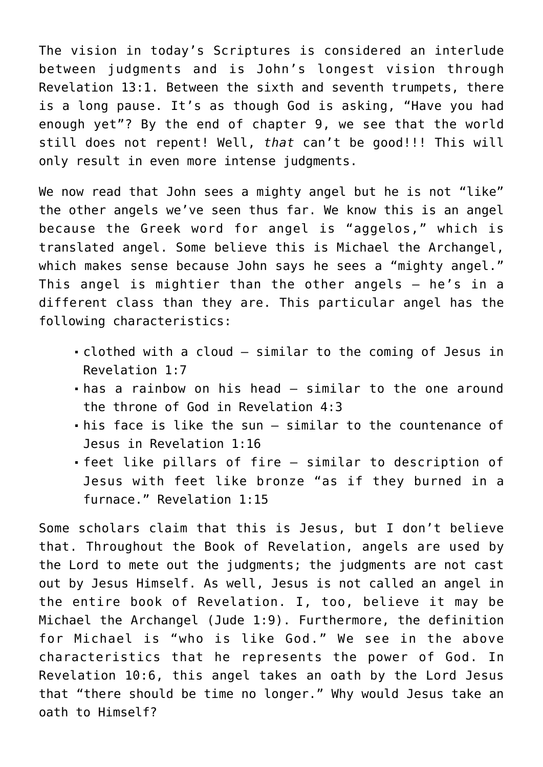The vision in today's Scriptures is considered an interlude between judgments and is John's longest vision through Revelation 13:1. Between the sixth and seventh trumpets, there is a long pause. It's as though God is asking, "Have you had enough yet"? By the end of chapter 9, we see that the world still does not repent! Well, *that* can't be good!!! This will only result in even more intense judgments.

We now read that John sees a mighty angel but he is not "like" the other angels we've seen thus far. We know this is an angel because the Greek word for angel is "aggelos," which is translated angel. Some believe this is Michael the Archangel, which makes sense because John says he sees a "mighty angel." This angel is mightier than the other angels – he's in a different class than they are. This particular angel has the following characteristics:

- clothed with a cloud – similar to the coming of Jesus in Revelation 1:7
- has a rainbow on his head – similar to the one around the throne of God in Revelation 4:3
- his face is like the sun – similar to the countenance of Jesus in Revelation 1:16
- feet like pillars of fire – similar to description of Jesus with feet like bronze "as if they burned in a furnace." Revelation 1:15

Some scholars claim that this is Jesus, but I don't believe that. Throughout the Book of Revelation, angels are used by the Lord to mete out the judgments; the judgments are not cast out by Jesus Himself. As well, Jesus is not called an angel in the entire book of Revelation. I, too, believe it may be Michael the Archangel (Jude 1:9). Furthermore, the definition for Michael is "who is like God." We see in the above characteristics that he represents the power of God. In Revelation 10:6, this angel takes an oath by the Lord Jesus that "there should be time no longer." Why would Jesus take an oath to Himself?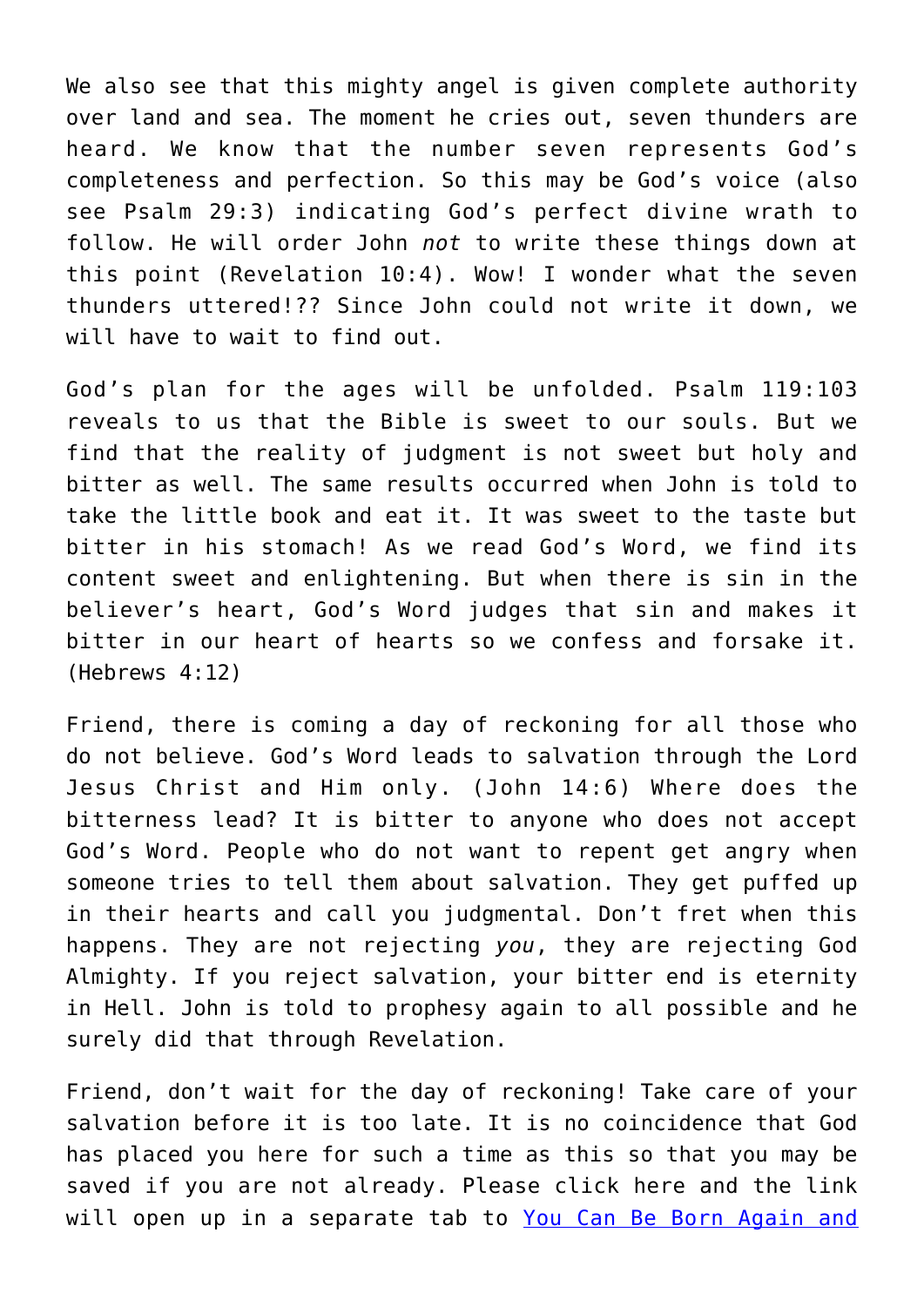We also see that this mighty angel is given complete authority over land and sea. The moment he cries out, seven thunders are heard. We know that the number seven represents God's completeness and perfection. So this may be God's voice (also see Psalm 29:3) indicating God's perfect divine wrath to follow. He will order John *not* to write these things down at this point (Revelation 10:4). Wow! I wonder what the seven thunders uttered!?? Since John could not write it down, we will have to wait to find out.

God's plan for the ages will be unfolded. Psalm 119:103 reveals to us that the Bible is sweet to our souls. But we find that the reality of judgment is not sweet but holy and bitter as well. The same results occurred when John is told to take the little book and eat it. It was sweet to the taste but bitter in his stomach! As we read God's Word, we find its content sweet and enlightening. But when there is sin in the believer's heart, God's Word judges that sin and makes it bitter in our heart of hearts so we confess and forsake it. (Hebrews 4:12)

Friend, there is coming a day of reckoning for all those who do not believe. God's Word leads to salvation through the Lord Jesus Christ and Him only. (John 14:6) Where does the bitterness lead? It is bitter to anyone who does not accept God's Word. People who do not want to repent get angry when someone tries to tell them about salvation. They get puffed up in their hearts and call you judgmental. Don't fret when this happens. They are not rejecting *you*, they are rejecting God Almighty. If you reject salvation, your bitter end is eternity in Hell. John is told to prophesy again to all possible and he surely did that through Revelation.

Friend, don't wait for the day of reckoning! Take care of your salvation before it is too late. It is no coincidence that God has placed you here for such a time as this so that you may be saved if you are not already. Please click here and the link will open up in a separate tab to [You Can Be Born Again and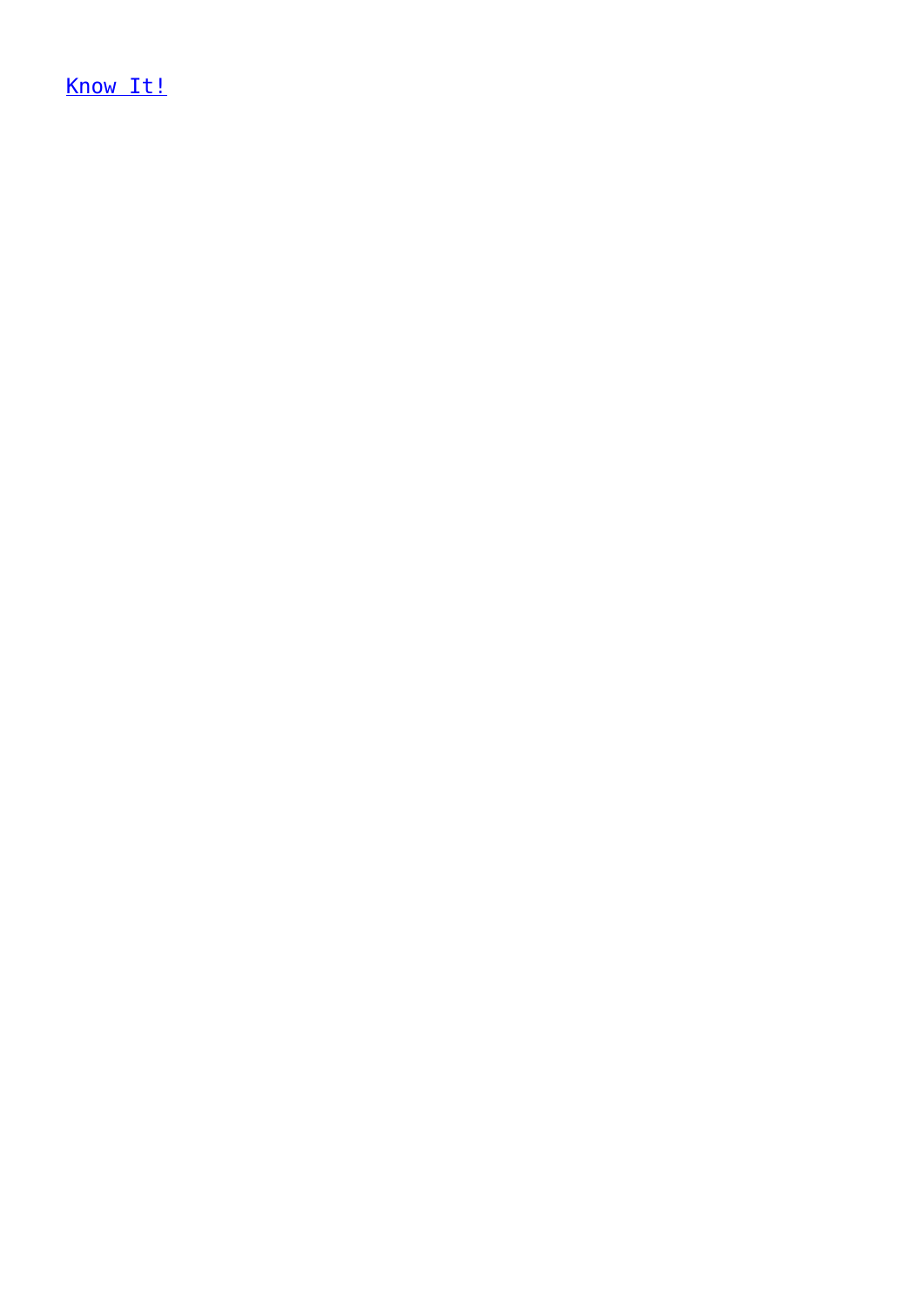Know It!